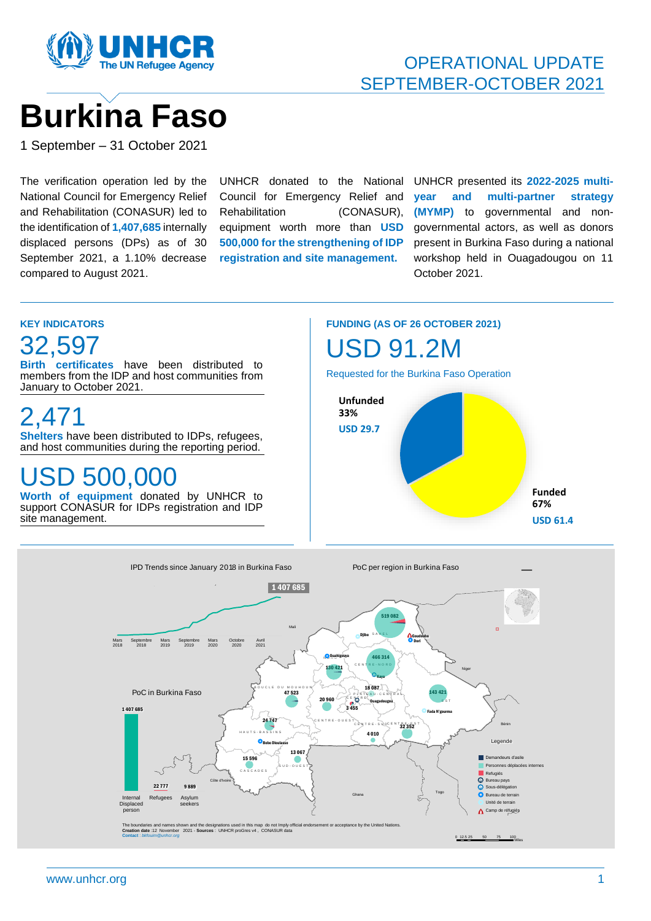# Burkina Faso

OPERATIONAL UPDATE
SEPTEMBER-OCTOBER 2021

1 September – 31 October 2021

The verification operation led by the National Council for Emergency Relief and Rehabilitation (CONASUR) led to the identification of **1,407,685** internally displaced persons (DPs) as of 30 September 2021, a 1.10% decrease compared to August 2021.

UNHCR donated to the National Council for Emergency Relief and Rehabilitation (CONASUR), equipment worth more than **USD 500,000 for the strengthening of IDP registration and site management.**

UNHCR presented its **2022-2025 multi-year and multi-partner strategy (MYMP)** to governmental and non-governmental actors, as well as donors present in Burkina Faso during a national workshop held in Ouagadougou on 11 October 2021.

## KEY INDICATORS

**32,597**

**Birth certificates** have been distributed to members from the IDP and host communities from January to October 2021.

**2,471**

**Shelters** have been distributed to IDPs, refugees, and host communities during the reporting period.

**USD 500,000**

**Worth of equipment** donated by UNHCR to support CONASUR for IDPs registration and IDP site management.

## FUNDING (AS OF 26 OCTOBER 2021)

**USD 91.2M**

Requested for the Burkina Faso Operation

| | % | USD |
|---|---|---|
| Unfunded | 33% | USD 29.7 |
| Funded | 67% | USD 61.4 |

IPD Trends since January 2018 in Burkina Faso

1 407 685

Mars 2018 · Septembre 2018 · Mars 2019 · Septembre 2019 · Mars 2020 · Octobre 2020 · Avril 2021

PoC in Burkina Faso

| Internal Displaced person | Refugees | Asylum seekers |
|---|---|---|
| 1 407 685 | 22 777 | 9 889 |

PoC per region in Burkina Faso

| Region | PoC |
|---|---|
| Sahel | 519 082 |
| Centre-Nord | 466 314 |
| Est | 143 421 |
| Boucle du Mouhoun | 47 523 |
| Nord | 130 421 |
| Centre-Est | 32 352 |
| Hauts-Bassins | 24 747 |
| Plateau-Central | 18 087 |
| Centre | 3 455 |
| Centre-Ouest | 20 960 |
| Cascades | 15 596 |
| Sud-Ouest | 13 067 |
| Centre-Sud | 4 010 |

Legende: Demandeurs d'asile · Personnes déplacées internes · Refugiés · Bureau pays · Sous-délégation · Bureau de terrain · Unité de terrain · Camp de réfugiés

The boundaries and names shown and the designations used in this map do not imply official endorsement or acceptance by the United Nations.
**Creation date** :12 November 2021 - **Sources** : UNHCR proGres v4 , CONASUR data
Contact : bkfouim@unhcr.org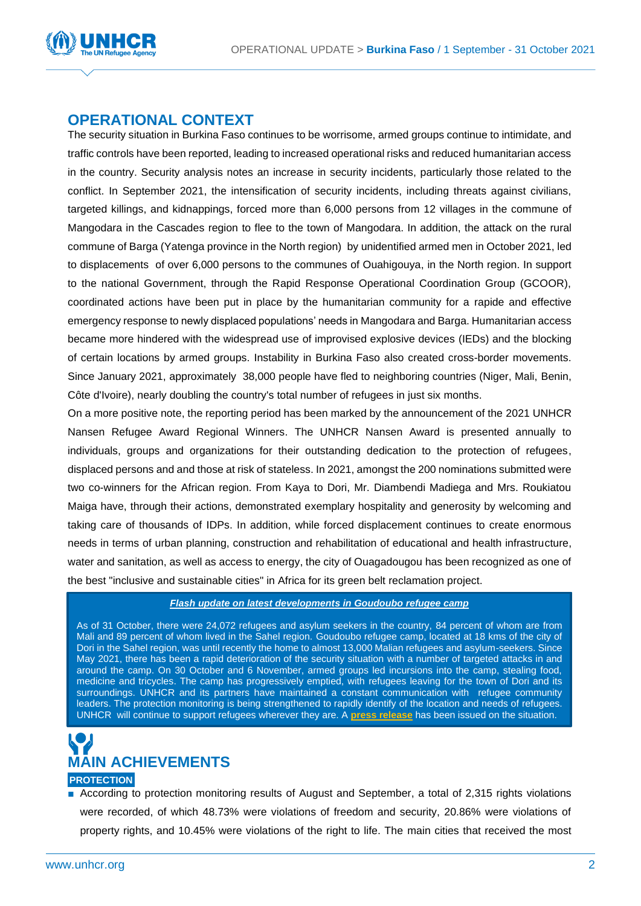## OPERATIONAL CONTEXT

The security situation in Burkina Faso continues to be worrisome, armed groups continue to intimidate, and traffic controls have been reported, leading to increased operational risks and reduced humanitarian access in the country. Security analysis notes an increase in security incidents, particularly those related to the conflict. In September 2021, the intensification of security incidents, including threats against civilians, targeted killings, and kidnappings, forced more than 6,000 persons from 12 villages in the commune of Mangodara in the Cascades region to flee to the town of Mangodara. In addition, the attack on the rural commune of Barga (Yatenga province in the North region) by unidentified armed men in October 2021, led to displacements of over 6,000 persons to the communes of Ouahigouya, in the North region. In support to the national Government, through the Rapid Response Operational Coordination Group (GCOOR), coordinated actions have been put in place by the humanitarian community for a rapide and effective emergency response to newly displaced populations' needs in Mangodara and Barga. Humanitarian access became more hindered with the widespread use of improvised explosive devices (IEDs) and the blocking of certain locations by armed groups. Instability in Burkina Faso also created cross-border movements. Since January 2021, approximately 38,000 people have fled to neighboring countries (Niger, Mali, Benin, Côte d'Ivoire), nearly doubling the country's total number of refugees in just six months.

On a more positive note, the reporting period has been marked by the announcement of the 2021 UNHCR Nansen Refugee Award Regional Winners. The UNHCR Nansen Award is presented annually to individuals, groups and organizations for their outstanding dedication to the protection of refugees, displaced persons and and those at risk of stateless. In 2021, amongst the 200 nominations submitted were two co-winners for the African region. From Kaya to Dori, Mr. Diambendi Madiega and Mrs. Roukiatou Maiga have, through their actions, demonstrated exemplary hospitality and generosity by welcoming and taking care of thousands of IDPs. In addition, while forced displacement continues to create enormous needs in terms of urban planning, construction and rehabilitation of educational and health infrastructure, water and sanitation, as well as access to energy, the city of Ouagadougou has been recognized as one of the best "inclusive and sustainable cities" in Africa for its green belt reclamation project.

***Flash update on latest developments in Goudoubo refugee camp***

As of 31 October, there were 24,072 refugees and asylum seekers in the country, 84 percent of whom are from Mali and 89 percent of whom lived in the Sahel region. Goudoubo refugee camp, located at 18 kms of the city of Dori in the Sahel region, was until recently the home to almost 13,000 Malian refugees and asylum-seekers. Since May 2021, there has been a rapid deterioration of the security situation with a number of targeted attacks in and around the camp. On 30 October and 6 November, armed groups led incursions into the camp, stealing food, medicine and tricycles. The camp has progressively emptied, with refugees leaving for the town of Dori and its surroundings. UNHCR and its partners have maintained a constant communication with refugee community leaders. The protection monitoring is being strengthened to rapidly identify of the location and needs of refugees. UNHCR will continue to support refugees wherever they are. A **press release** has been issued on the situation.

## MAIN ACHIEVEMENTS

**PROTECTION**

- According to protection monitoring results of August and September, a total of 2,315 rights violations were recorded, of which 48.73% were violations of freedom and security, 20.86% were violations of property rights, and 10.45% were violations of the right to life. The main cities that received the most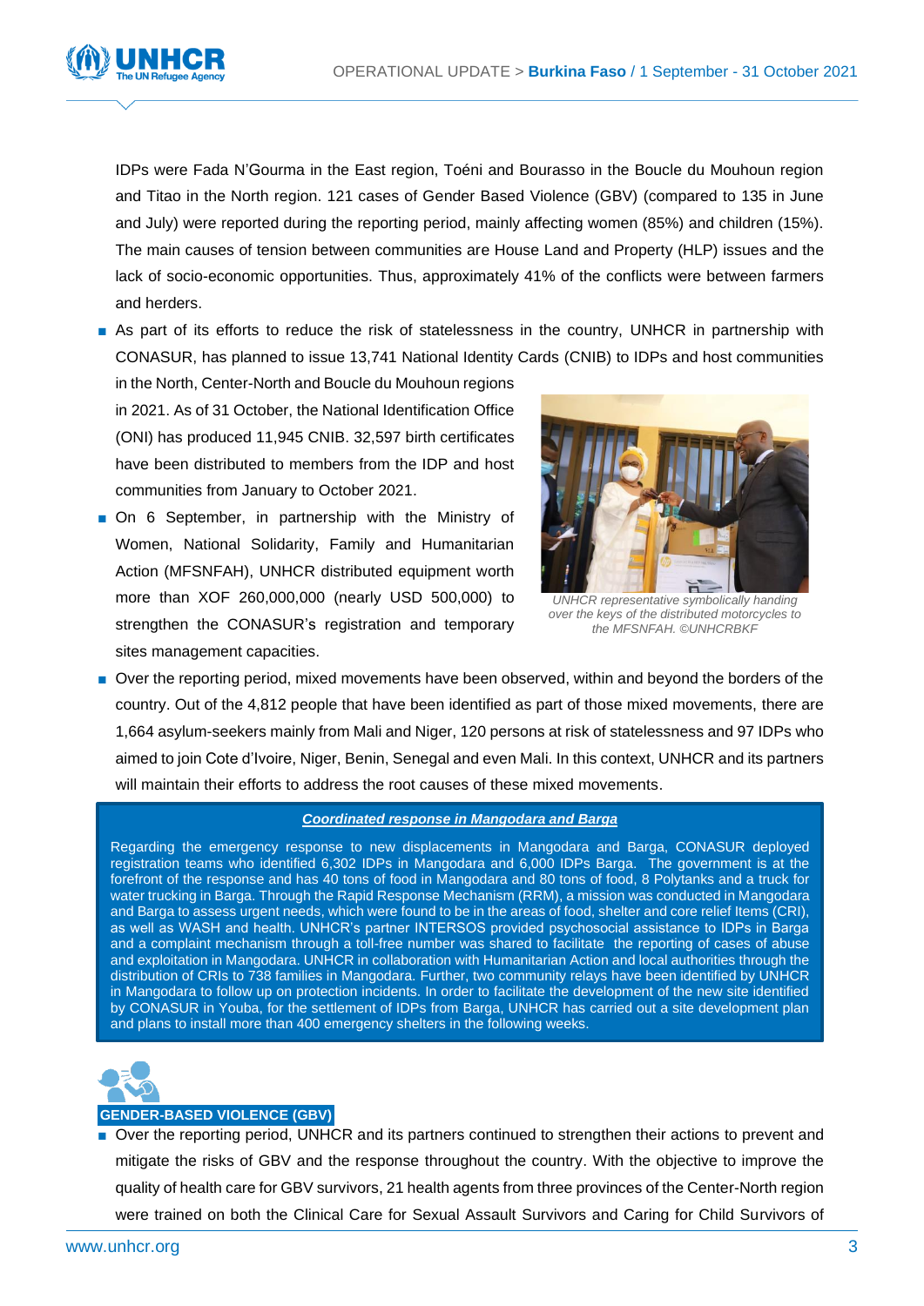IDPs were Fada N'Gourma in the East region, Toéni and Bourasso in the Boucle du Mouhoun region and Titao in the North region. 121 cases of Gender Based Violence (GBV) (compared to 135 in June and July) were reported during the reporting period, mainly affecting women (85%) and children (15%). The main causes of tension between communities are House Land and Property (HLP) issues and the lack of socio-economic opportunities. Thus, approximately 41% of the conflicts were between farmers and herders.

- As part of its efforts to reduce the risk of statelessness in the country, UNHCR in partnership with CONASUR, has planned to issue 13,741 National Identity Cards (CNIB) to IDPs and host communities in the North, Center-North and Boucle du Mouhoun regions in 2021. As of 31 October, the National Identification Office (ONI) has produced 11,945 CNIB. 32,597 birth certificates have been distributed to members from the IDP and host communities from January to October 2021.
- On 6 September, in partnership with the Ministry of Women, National Solidarity, Family and Humanitarian Action (MFSNFAH), UNHCR distributed equipment worth more than XOF 260,000,000 (nearly USD 500,000) to strengthen the CONASUR's registration and temporary sites management capacities.

*UNHCR representative symbolically handing over the keys of the distributed motorcycles to the MFSNFAH. ©UNHCRBKF*

- Over the reporting period, mixed movements have been observed, within and beyond the borders of the country. Out of the 4,812 people that have been identified as part of those mixed movements, there are 1,664 asylum-seekers mainly from Mali and Niger, 120 persons at risk of statelessness and 97 IDPs who aimed to join Cote d'Ivoire, Niger, Benin, Senegal and even Mali. In this context, UNHCR and its partners will maintain their efforts to address the root causes of these mixed movements.

**Coordinated response in Mangodara and Barga**

Regarding the emergency response to new displacements in Mangodara and Barga, CONASUR deployed registration teams who identified 6,302 IDPs in Mangodara and 6,000 IDPs Barga. The government is at the forefront of the response and has 40 tons of food in Mangodara and 80 tons of food, 8 Polytanks and a truck for water trucking in Barga. Through the Rapid Response Mechanism (RRM), a mission was conducted in Mangodara and Barga to assess urgent needs, which were found to be in the areas of food, shelter and core relief Items (CRI), as well as WASH and health. UNHCR's partner INTERSOS provided psychosocial assistance to IDPs in Barga and a complaint mechanism through a toll-free number was shared to facilitate the reporting of cases of abuse and exploitation in Mangodara. UNHCR in collaboration with Humanitarian Action and local authorities through the distribution of CRIs to 738 families in Mangodara. Further, two community relays have been identified by UNHCR in Mangodara to follow up on protection incidents. In order to facilitate the development of the new site identified by CONASUR in Youba, for the settlement of IDPs from Barga, UNHCR has carried out a site development plan and plans to install more than 400 emergency shelters in the following weeks.

## GENDER-BASED VIOLENCE (GBV)

- Over the reporting period, UNHCR and its partners continued to strengthen their actions to prevent and mitigate the risks of GBV and the response throughout the country. With the objective to improve the quality of health care for GBV survivors, 21 health agents from three provinces of the Center-North region were trained on both the Clinical Care for Sexual Assault Survivors and Caring for Child Survivors of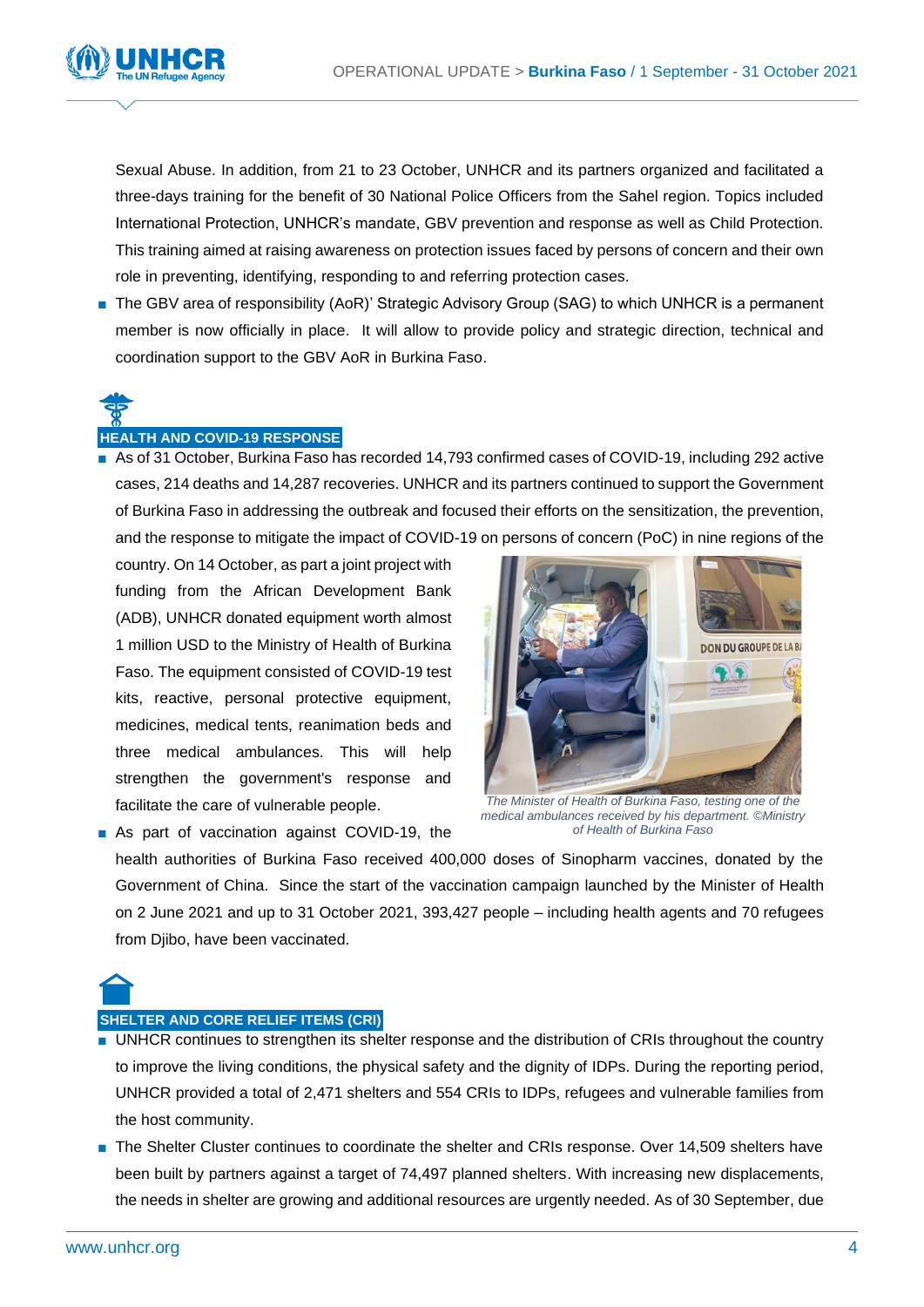Sexual Abuse. In addition, from 21 to 23 October, UNHCR and its partners organized and facilitated a three-days training for the benefit of 30 National Police Officers from the Sahel region. Topics included International Protection, UNHCR's mandate, GBV prevention and response as well as Child Protection. This training aimed at raising awareness on protection issues faced by persons of concern and their own role in preventing, identifying, responding to and referring protection cases.

- The GBV area of responsibility (AoR)' Strategic Advisory Group (SAG) to which UNHCR is a permanent member is now officially in place. It will allow to provide policy and strategic direction, technical and coordination support to the GBV AoR in Burkina Faso.

## HEALTH AND COVID-19 RESPONSE

- As of 31 October, Burkina Faso has recorded 14,793 confirmed cases of COVID-19, including 292 active cases, 214 deaths and 14,287 recoveries. UNHCR and its partners continued to support the Government of Burkina Faso in addressing the outbreak and focused their efforts on the sensitization, the prevention, and the response to mitigate the impact of COVID-19 on persons of concern (PoC) in nine regions of the country. On 14 October, as part a joint project with funding from the African Development Bank (ADB), UNHCR donated equipment worth almost 1 million USD to the Ministry of Health of Burkina Faso. The equipment consisted of COVID-19 test kits, reactive, personal protective equipment, medicines, medical tents, reanimation beds and three medical ambulances. This will help strengthen the government's response and facilitate the care of vulnerable people.

*The Minister of Health of Burkina Faso, testing one of the medical ambulances received by his department. ©Ministry of Health of Burkina Faso*

- As part of vaccination against COVID-19, the health authorities of Burkina Faso received 400,000 doses of Sinopharm vaccines, donated by the Government of China. Since the start of the vaccination campaign launched by the Minister of Health on 2 June 2021 and up to 31 October 2021, 393,427 people – including health agents and 70 refugees from Djibo, have been vaccinated.

## SHELTER AND CORE RELIEF ITEMS (CRI)

- UNHCR continues to strengthen its shelter response and the distribution of CRIs throughout the country to improve the living conditions, the physical safety and the dignity of IDPs. During the reporting period, UNHCR provided a total of 2,471 shelters and 554 CRIs to IDPs, refugees and vulnerable families from the host community.
- The Shelter Cluster continues to coordinate the shelter and CRIs response. Over 14,509 shelters have been built by partners against a target of 74,497 planned shelters. With increasing new displacements, the needs in shelter are growing and additional resources are urgently needed. As of 30 September, due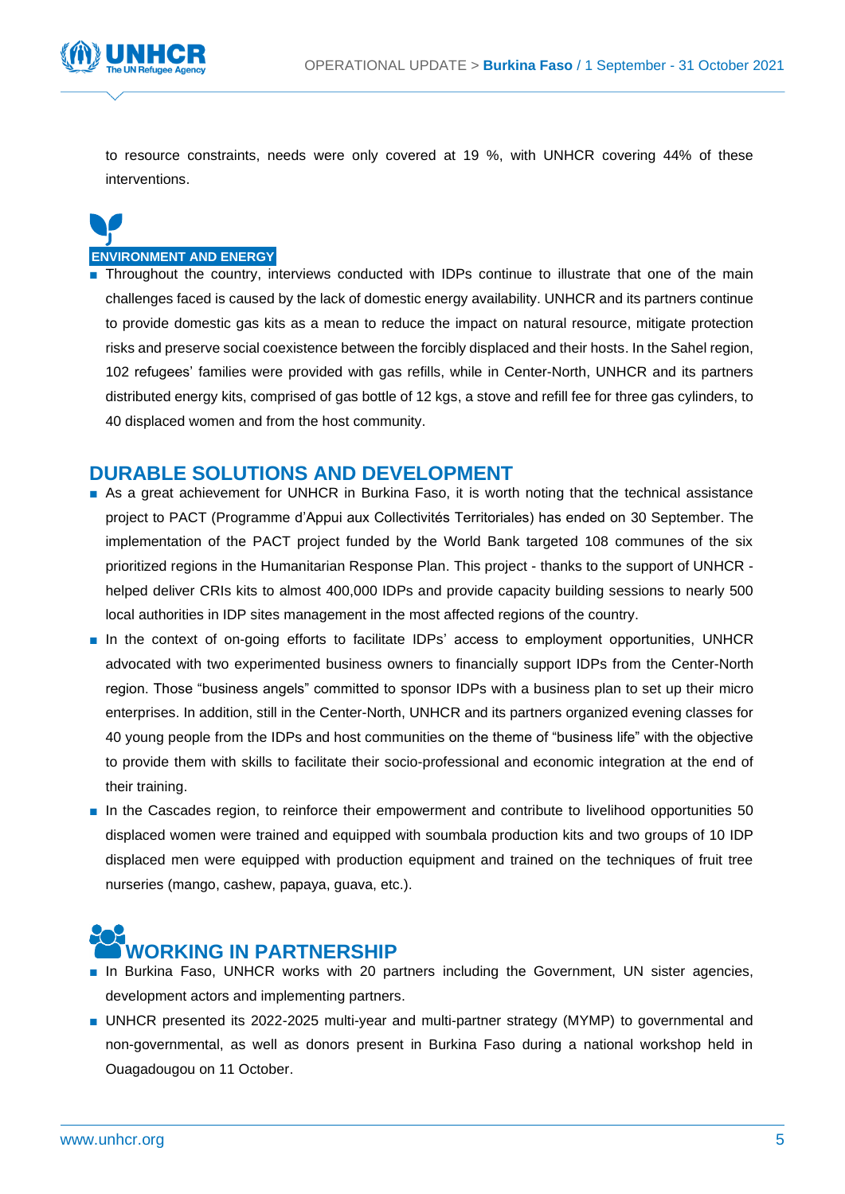to resource constraints, needs were only covered at 19 %, with UNHCR covering 44% of these interventions.

### ENVIRONMENT AND ENERGY

- Throughout the country, interviews conducted with IDPs continue to illustrate that one of the main challenges faced is caused by the lack of domestic energy availability. UNHCR and its partners continue to provide domestic gas kits as a mean to reduce the impact on natural resource, mitigate protection risks and preserve social coexistence between the forcibly displaced and their hosts. In the Sahel region, 102 refugees' families were provided with gas refills, while in Center-North, UNHCR and its partners distributed energy kits, comprised of gas bottle of 12 kgs, a stove and refill fee for three gas cylinders, to 40 displaced women and from the host community.

## DURABLE SOLUTIONS AND DEVELOPMENT

- As a great achievement for UNHCR in Burkina Faso, it is worth noting that the technical assistance project to PACT (Programme d'Appui aux Collectivités Territoriales) has ended on 30 September. The implementation of the PACT project funded by the World Bank targeted 108 communes of the six prioritized regions in the Humanitarian Response Plan. This project - thanks to the support of UNHCR - helped deliver CRIs kits to almost 400,000 IDPs and provide capacity building sessions to nearly 500 local authorities in IDP sites management in the most affected regions of the country.
- In the context of on-going efforts to facilitate IDPs' access to employment opportunities, UNHCR advocated with two experimented business owners to financially support IDPs from the Center-North region. Those "business angels" committed to sponsor IDPs with a business plan to set up their micro enterprises. In addition, still in the Center-North, UNHCR and its partners organized evening classes for 40 young people from the IDPs and host communities on the theme of "business life" with the objective to provide them with skills to facilitate their socio-professional and economic integration at the end of their training.
- In the Cascades region, to reinforce their empowerment and contribute to livelihood opportunities 50 displaced women were trained and equipped with soumbala production kits and two groups of 10 IDP displaced men were equipped with production equipment and trained on the techniques of fruit tree nurseries (mango, cashew, papaya, guava, etc.).

## WORKING IN PARTNERSHIP

- In Burkina Faso, UNHCR works with 20 partners including the Government, UN sister agencies, development actors and implementing partners.
- UNHCR presented its 2022-2025 multi-year and multi-partner strategy (MYMP) to governmental and non-governmental, as well as donors present in Burkina Faso during a national workshop held in Ouagadougou on 11 October.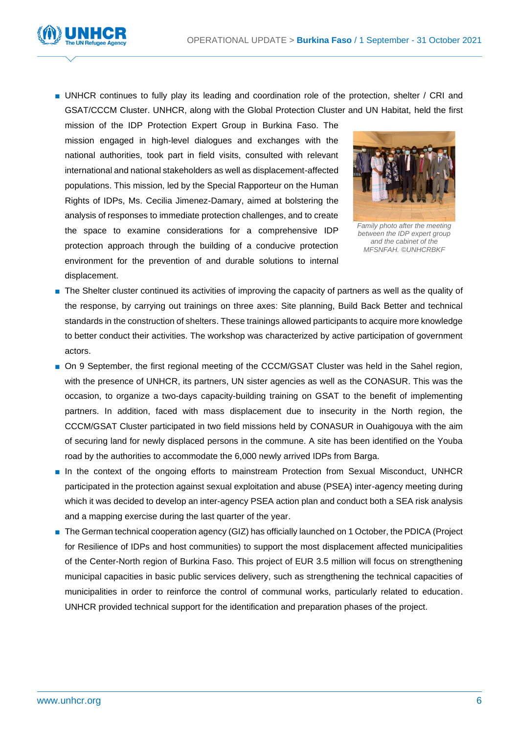- UNHCR continues to fully play its leading and coordination role of the protection, shelter / CRI and GSAT/CCCM Cluster. UNHCR, along with the Global Protection Cluster and UN Habitat, held the first mission of the IDP Protection Expert Group in Burkina Faso. The mission engaged in high-level dialogues and exchanges with the national authorities, took part in field visits, consulted with relevant international and national stakeholders as well as displacement-affected populations. This mission, led by the Special Rapporteur on the Human Rights of IDPs, Ms. Cecilia Jimenez-Damary, aimed at bolstering the analysis of responses to immediate protection challenges, and to create the space to examine considerations for a comprehensive IDP protection approach through the building of a conducive protection environment for the prevention of and durable solutions to internal displacement.

*Family photo after the meeting between the IDP expert group and the cabinet of the MFSNFAH. ©UNHCRBKF*

- The Shelter cluster continued its activities of improving the capacity of partners as well as the quality of the response, by carrying out trainings on three axes: Site planning, Build Back Better and technical standards in the construction of shelters. These trainings allowed participants to acquire more knowledge to better conduct their activities. The workshop was characterized by active participation of government actors.
- On 9 September, the first regional meeting of the CCCM/GSAT Cluster was held in the Sahel region, with the presence of UNHCR, its partners, UN sister agencies as well as the CONASUR. This was the occasion, to organize a two-days capacity-building training on GSAT to the benefit of implementing partners. In addition, faced with mass displacement due to insecurity in the North region, the CCCM/GSAT Cluster participated in two field missions held by CONASUR in Ouahigouya with the aim of securing land for newly displaced persons in the commune. A site has been identified on the Youba road by the authorities to accommodate the 6,000 newly arrived IDPs from Barga.
- In the context of the ongoing efforts to mainstream Protection from Sexual Misconduct, UNHCR participated in the protection against sexual exploitation and abuse (PSEA) inter-agency meeting during which it was decided to develop an inter-agency PSEA action plan and conduct both a SEA risk analysis and a mapping exercise during the last quarter of the year.
- The German technical cooperation agency (GIZ) has officially launched on 1 October, the PDICA (Project for Resilience of IDPs and host communities) to support the most displacement affected municipalities of the Center-North region of Burkina Faso. This project of EUR 3.5 million will focus on strengthening municipal capacities in basic public services delivery, such as strengthening the technical capacities of municipalities in order to reinforce the control of communal works, particularly related to education. UNHCR provided technical support for the identification and preparation phases of the project.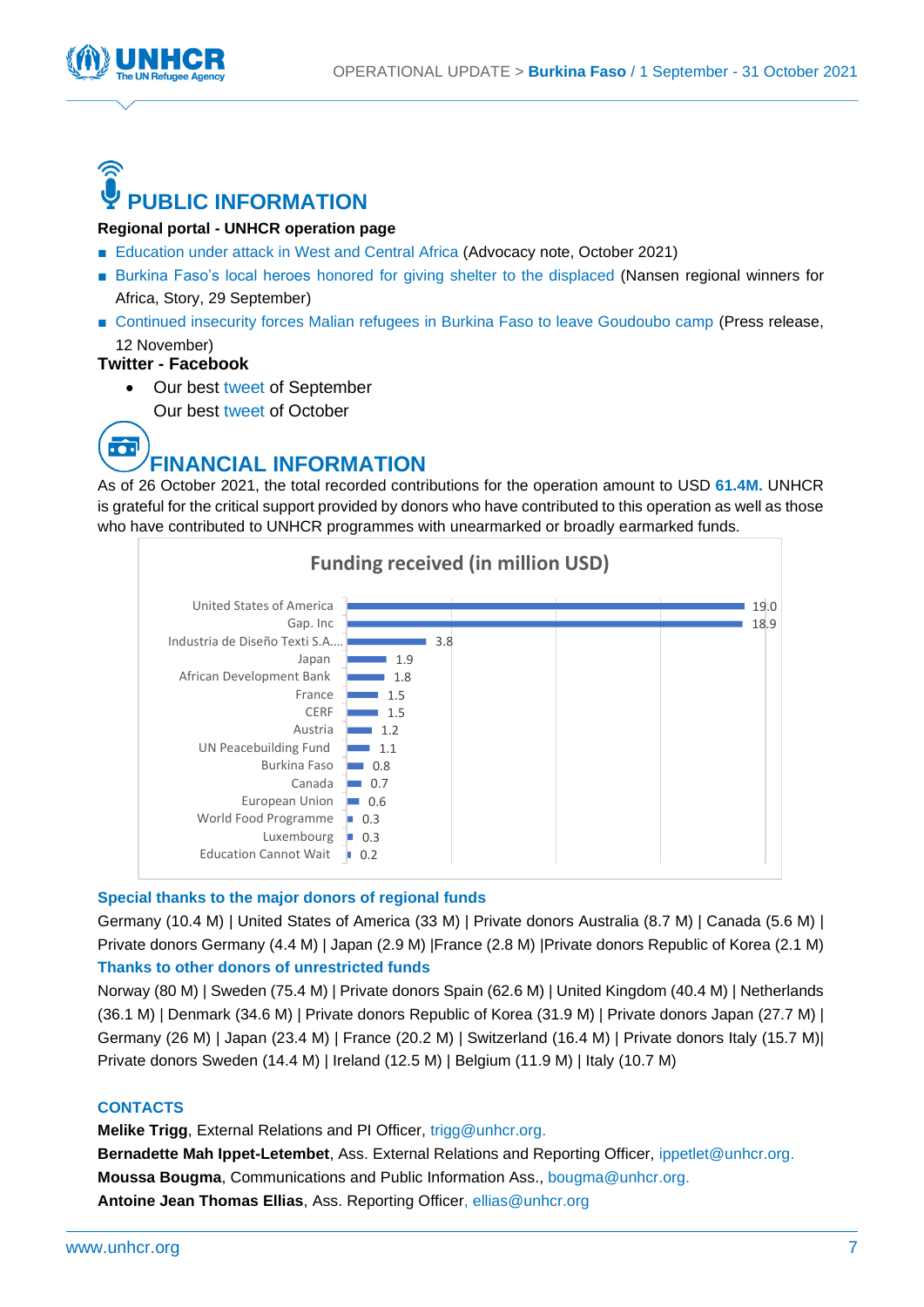## PUBLIC INFORMATION

**Regional portal - UNHCR operation page**

- Education under attack in West and Central Africa (Advocacy note, October 2021)
- Burkina Faso's local heroes honored for giving shelter to the displaced (Nansen regional winners for Africa, Story, 29 September)
- Continued insecurity forces Malian refugees in Burkina Faso to leave Goudoubo camp (Press release, 12 November)

**Twitter - Facebook**

- Our best tweet of September
  Our best tweet of October

## FINANCIAL INFORMATION

As of 26 October 2021, the total recorded contributions for the operation amount to USD **61.4M.** UNHCR is grateful for the critical support provided by donors who have contributed to this operation as well as those who have contributed to UNHCR programmes with unearmarked or broadly earmarked funds.

Funding received (in million USD)

United States of America 19.0
Gap. Inc 18.9
Industria de Diseño Texti S.A.... 3.8
Japan 1.9
African Development Bank 1.8
France 1.5
CERF 1.5
Austria 1.2
UN Peacebuilding Fund 1.1
Burkina Faso 0.8
Canada 0.7
European Union 0.6
World Food Programme 0.3
Luxembourg 0.3
Education Cannot Wait 0.2

**Special thanks to the major donors of regional funds**

Germany (10.4 M) | United States of America (33 M) | Private donors Australia (8.7 M) | Canada (5.6 M) | Private donors Germany (4.4 M) | Japan (2.9 M) |France (2.8 M) |Private donors Republic of Korea (2.1 M)

**Thanks to other donors of unrestricted funds**

Norway (80 M) | Sweden (75.4 M) | Private donors Spain (62.6 M) | United Kingdom (40.4 M) | Netherlands (36.1 M) | Denmark (34.6 M) | Private donors Republic of Korea (31.9 M) | Private donors Japan (27.7 M) | Germany (26 M) | Japan (23.4 M) | France (20.2 M) | Switzerland (16.4 M) | Private donors Italy (15.7 M)| Private donors Sweden (14.4 M) | Ireland (12.5 M) | Belgium (11.9 M) | Italy (10.7 M)

**CONTACTS**

**Melike Trigg**, External Relations and PI Officer, trigg@unhcr.org.
**Bernadette Mah Ippet-Letembet**, Ass. External Relations and Reporting Officer, ippetlet@unhcr.org.
**Moussa Bougma**, Communications and Public Information Ass., bougma@unhcr.org.
**Antoine Jean Thomas Ellias**, Ass. Reporting Officer, ellias@unhcr.org